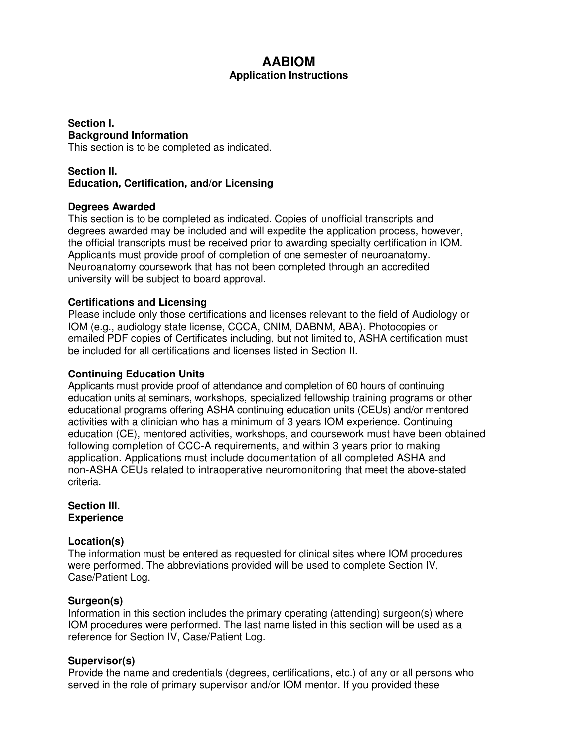# AABIOM

## Application Instructions

### Section I.
### Background Information

This section is to be completed as indicated.

### Section II.
### Education, Certification, and/or Licensing

#### Degrees Awarded

This section is to be completed as indicated. Copies of unofficial transcripts and degrees awarded may be included and will expedite the application process, however, the official transcripts must be received prior to awarding specialty certification in IOM. Applicants must provide proof of completion of one semester of neuroanatomy. Neuroanatomy coursework that has not been completed through an accredited university will be subject to board approval.

#### Certifications and Licensing

Please include only those certifications and licenses relevant to the field of Audiology or IOM (e.g., audiology state license, CCCA, CNIM, DABNM, ABA). Photocopies or emailed PDF copies of Certificates including, but not limited to, ASHA certification must be included for all certifications and licenses listed in Section II.

#### Continuing Education Units

Applicants must provide proof of attendance and completion of 60 hours of continuing education units at seminars, workshops, specialized fellowship training programs or other educational programs offering ASHA continuing education units (CEUs) and/or mentored activities with a clinician who has a minimum of 3 years IOM experience. Continuing education (CE), mentored activities, workshops, and coursework must have been obtained following completion of CCC-A requirements, and within 3 years prior to making application. Applications must include documentation of all completed ASHA and non-ASHA CEUs related to intraoperative neuromonitoring that meet the above-stated criteria.

### Section III.
### Experience

#### Location(s)

The information must be entered as requested for clinical sites where IOM procedures were performed. The abbreviations provided will be used to complete Section IV, Case/Patient Log.

#### Surgeon(s)

Information in this section includes the primary operating (attending) surgeon(s) where IOM procedures were performed. The last name listed in this section will be used as a reference for Section IV, Case/Patient Log.

#### Supervisor(s)

Provide the name and credentials (degrees, certifications, etc.) of any or all persons who served in the role of primary supervisor and/or IOM mentor. If you provided these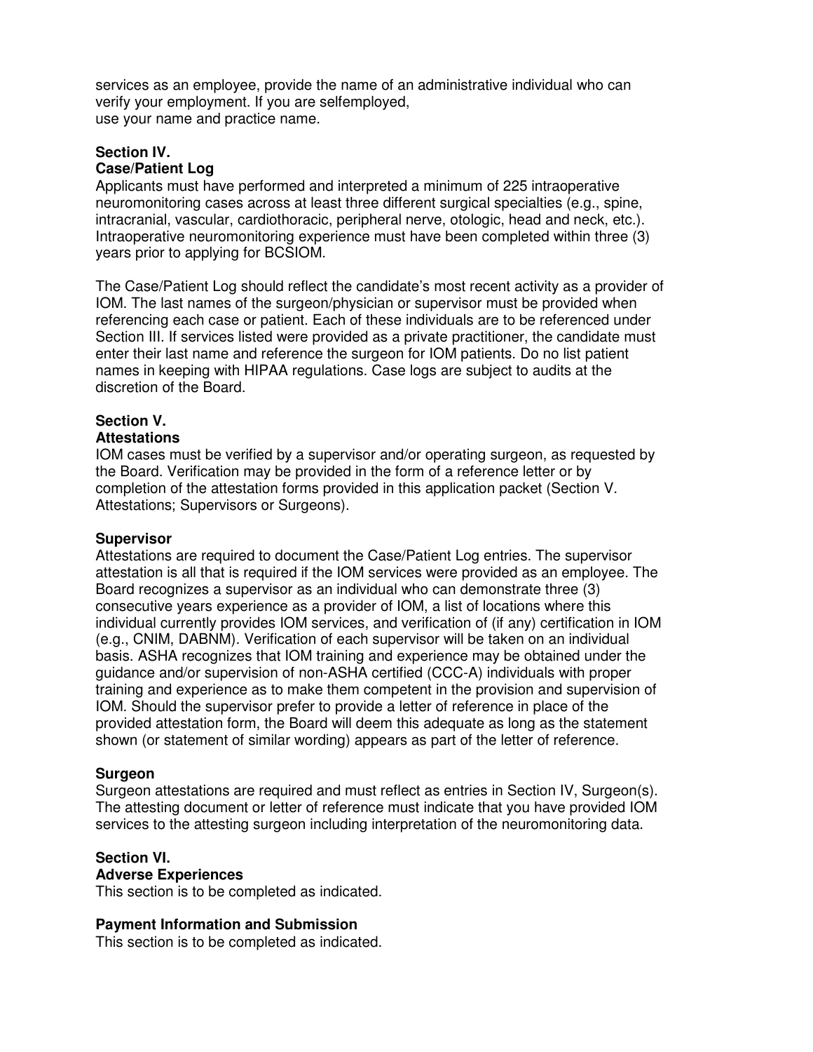services as an employee, provide the name of an administrative individual who can verify your employment. If you are selfemployed,
use your name and practice name.

**Section IV.**
**Case/Patient Log**

Applicants must have performed and interpreted a minimum of 225 intraoperative neuromonitoring cases across at least three different surgical specialties (e.g., spine, intracranial, vascular, cardiothoracic, peripheral nerve, otologic, head and neck, etc.). Intraoperative neuromonitoring experience must have been completed within three (3) years prior to applying for BCSIOM.

The Case/Patient Log should reflect the candidate's most recent activity as a provider of IOM. The last names of the surgeon/physician or supervisor must be provided when referencing each case or patient. Each of these individuals are to be referenced under Section III. If services listed were provided as a private practitioner, the candidate must enter their last name and reference the surgeon for IOM patients. Do no list patient names in keeping with HIPAA regulations. Case logs are subject to audits at the discretion of the Board.

**Section V.**
**Attestations**

IOM cases must be verified by a supervisor and/or operating surgeon, as requested by the Board. Verification may be provided in the form of a reference letter or by completion of the attestation forms provided in this application packet (Section V. Attestations; Supervisors or Surgeons).

**Supervisor**

Attestations are required to document the Case/Patient Log entries. The supervisor attestation is all that is required if the IOM services were provided as an employee. The Board recognizes a supervisor as an individual who can demonstrate three (3) consecutive years experience as a provider of IOM, a list of locations where this individual currently provides IOM services, and verification of (if any) certification in IOM (e.g., CNIM, DABNM). Verification of each supervisor will be taken on an individual basis. ASHA recognizes that IOM training and experience may be obtained under the guidance and/or supervision of non-ASHA certified (CCC-A) individuals with proper training and experience as to make them competent in the provision and supervision of IOM. Should the supervisor prefer to provide a letter of reference in place of the provided attestation form, the Board will deem this adequate as long as the statement shown (or statement of similar wording) appears as part of the letter of reference.

**Surgeon**

Surgeon attestations are required and must reflect as entries in Section IV, Surgeon(s). The attesting document or letter of reference must indicate that you have provided IOM services to the attesting surgeon including interpretation of the neuromonitoring data.

**Section VI.**
**Adverse Experiences**

This section is to be completed as indicated.

**Payment Information and Submission**

This section is to be completed as indicated.